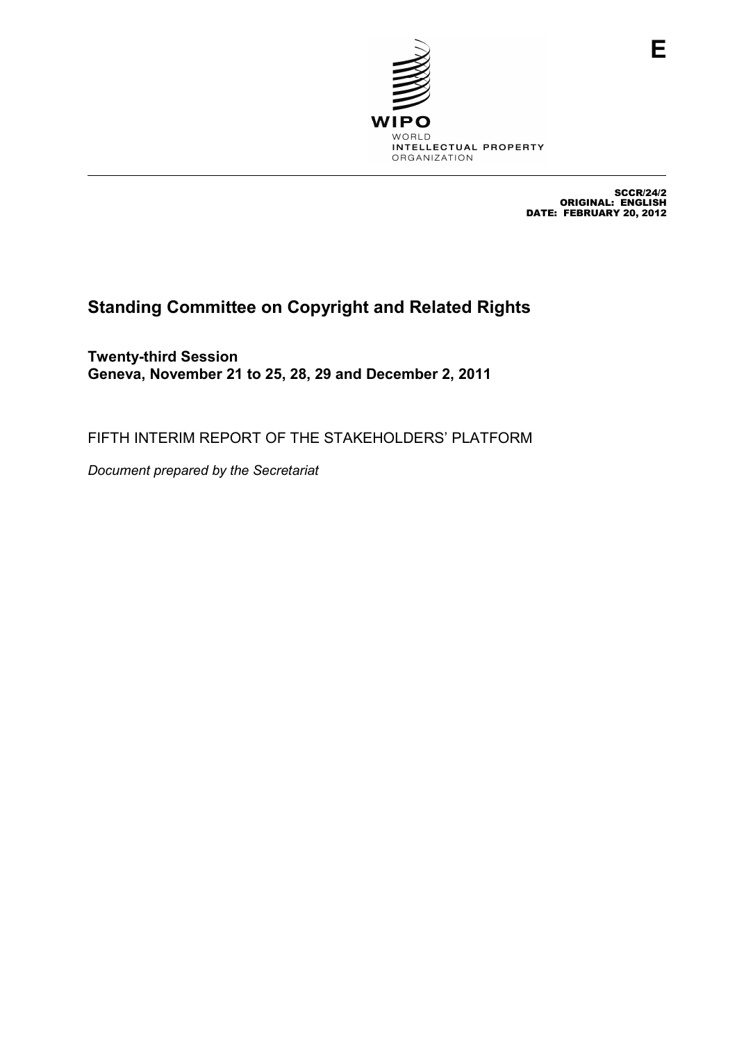E

WIPO
WORLD
INTELLECTUAL PROPERTY
ORGANIZATION

SCCR/24/2
ORIGINAL: ENGLISH
DATE: FEBRUARY 20, 2012

# Standing Committee on Copyright and Related Rights

**Twenty-third Session**
**Geneva, November 21 to 25, 28, 29 and December 2, 2011**

FIFTH INTERIM REPORT OF THE STAKEHOLDERS' PLATFORM

*Document prepared by the Secretariat*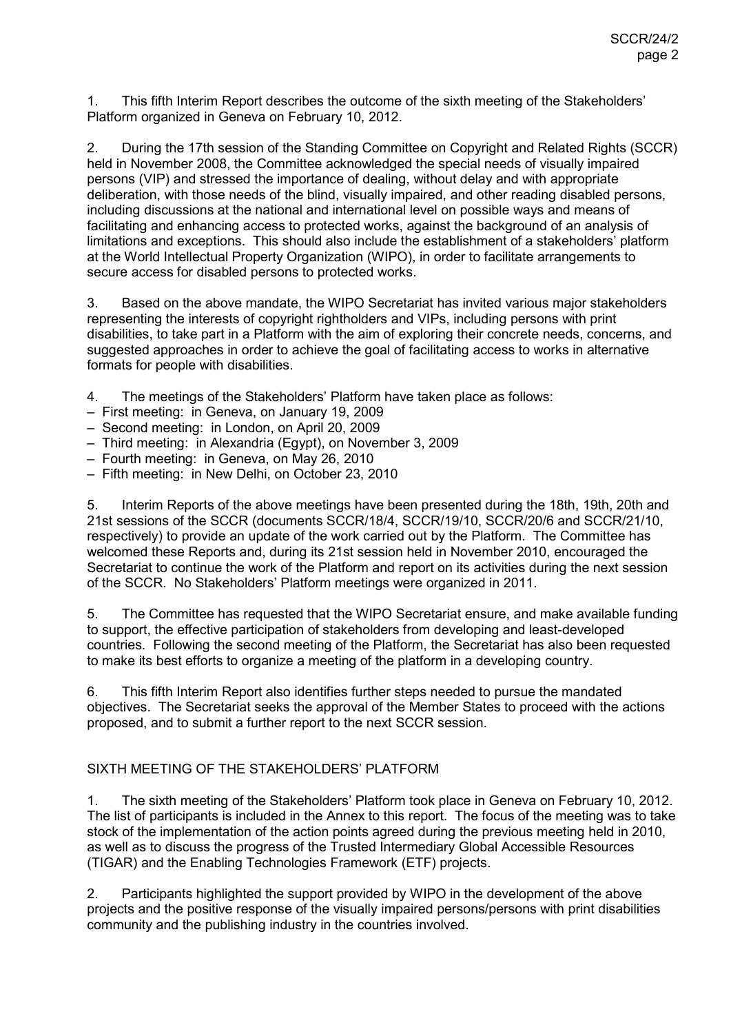1. This fifth Interim Report describes the outcome of the sixth meeting of the Stakeholders' Platform organized in Geneva on February 10, 2012.

2. During the 17th session of the Standing Committee on Copyright and Related Rights (SCCR) held in November 2008, the Committee acknowledged the special needs of visually impaired persons (VIP) and stressed the importance of dealing, without delay and with appropriate deliberation, with those needs of the blind, visually impaired, and other reading disabled persons, including discussions at the national and international level on possible ways and means of facilitating and enhancing access to protected works, against the background of an analysis of limitations and exceptions. This should also include the establishment of a stakeholders' platform at the World Intellectual Property Organization (WIPO), in order to facilitate arrangements to secure access for disabled persons to protected works.

3. Based on the above mandate, the WIPO Secretariat has invited various major stakeholders representing the interests of copyright rightholders and VIPs, including persons with print disabilities, to take part in a Platform with the aim of exploring their concrete needs, concerns, and suggested approaches in order to achieve the goal of facilitating access to works in alternative formats for people with disabilities.

4. The meetings of the Stakeholders' Platform have taken place as follows:

– First meeting: in Geneva, on January 19, 2009
– Second meeting: in London, on April 20, 2009
– Third meeting: in Alexandria (Egypt), on November 3, 2009
– Fourth meeting: in Geneva, on May 26, 2010
– Fifth meeting: in New Delhi, on October 23, 2010

5. Interim Reports of the above meetings have been presented during the 18th, 19th, 20th and 21st sessions of the SCCR (documents SCCR/18/4, SCCR/19/10, SCCR/20/6 and SCCR/21/10, respectively) to provide an update of the work carried out by the Platform. The Committee has welcomed these Reports and, during its 21st session held in November 2010, encouraged the Secretariat to continue the work of the Platform and report on its activities during the next session of the SCCR. No Stakeholders' Platform meetings were organized in 2011.

5. The Committee has requested that the WIPO Secretariat ensure, and make available funding to support, the effective participation of stakeholders from developing and least-developed countries. Following the second meeting of the Platform, the Secretariat has also been requested to make its best efforts to organize a meeting of the platform in a developing country.

6. This fifth Interim Report also identifies further steps needed to pursue the mandated objectives. The Secretariat seeks the approval of the Member States to proceed with the actions proposed, and to submit a further report to the next SCCR session.

## SIXTH MEETING OF THE STAKEHOLDERS' PLATFORM

1. The sixth meeting of the Stakeholders' Platform took place in Geneva on February 10, 2012. The list of participants is included in the Annex to this report. The focus of the meeting was to take stock of the implementation of the action points agreed during the previous meeting held in 2010, as well as to discuss the progress of the Trusted Intermediary Global Accessible Resources (TIGAR) and the Enabling Technologies Framework (ETF) projects.

2. Participants highlighted the support provided by WIPO in the development of the above projects and the positive response of the visually impaired persons/persons with print disabilities community and the publishing industry in the countries involved.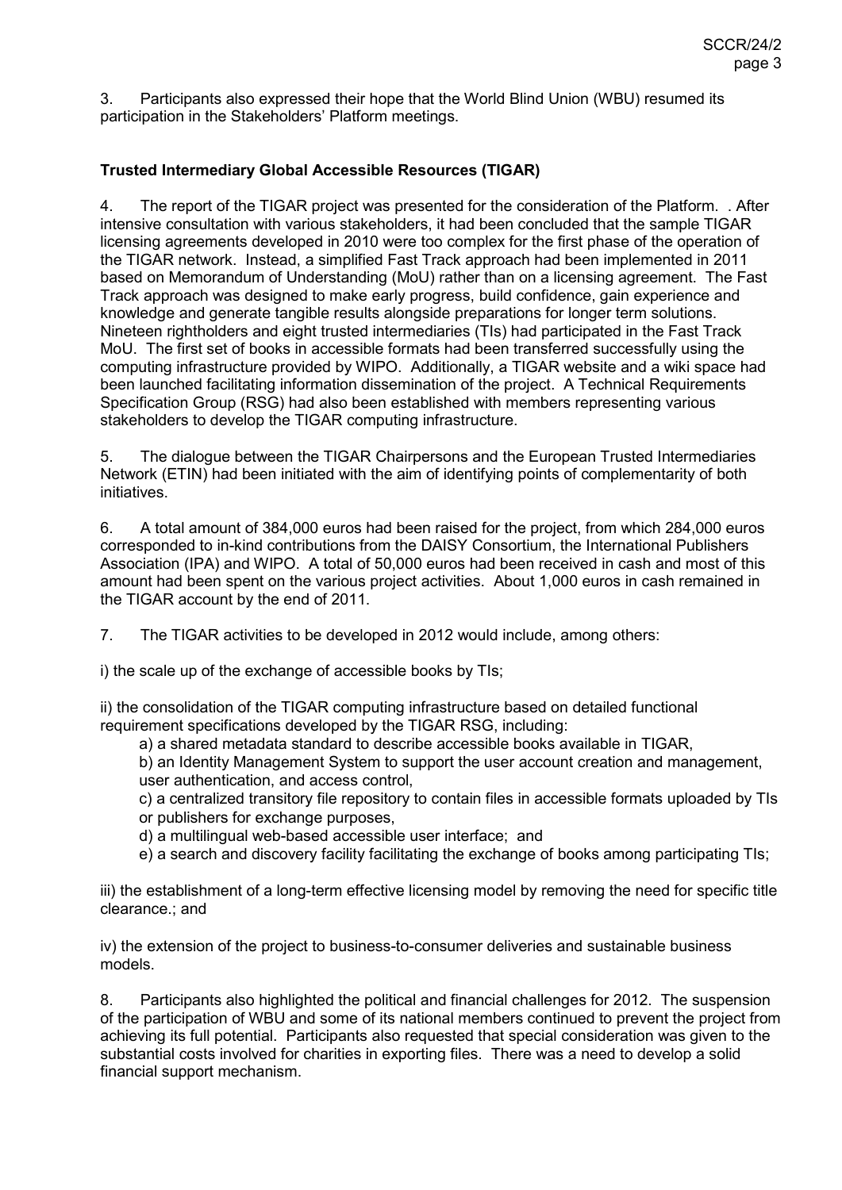3. Participants also expressed their hope that the World Blind Union (WBU) resumed its participation in the Stakeholders' Platform meetings.

**Trusted Intermediary Global Accessible Resources (TIGAR)**

4. The report of the TIGAR project was presented for the consideration of the Platform. . After intensive consultation with various stakeholders, it had been concluded that the sample TIGAR licensing agreements developed in 2010 were too complex for the first phase of the operation of the TIGAR network. Instead, a simplified Fast Track approach had been implemented in 2011 based on Memorandum of Understanding (MoU) rather than on a licensing agreement. The Fast Track approach was designed to make early progress, build confidence, gain experience and knowledge and generate tangible results alongside preparations for longer term solutions. Nineteen rightholders and eight trusted intermediaries (TIs) had participated in the Fast Track MoU. The first set of books in accessible formats had been transferred successfully using the computing infrastructure provided by WIPO. Additionally, a TIGAR website and a wiki space had been launched facilitating information dissemination of the project. A Technical Requirements Specification Group (RSG) had also been established with members representing various stakeholders to develop the TIGAR computing infrastructure.

5. The dialogue between the TIGAR Chairpersons and the European Trusted Intermediaries Network (ETIN) had been initiated with the aim of identifying points of complementarity of both initiatives.

6. A total amount of 384,000 euros had been raised for the project, from which 284,000 euros corresponded to in-kind contributions from the DAISY Consortium, the International Publishers Association (IPA) and WIPO. A total of 50,000 euros had been received in cash and most of this amount had been spent on the various project activities. About 1,000 euros in cash remained in the TIGAR account by the end of 2011.

7. The TIGAR activities to be developed in 2012 would include, among others:

i) the scale up of the exchange of accessible books by TIs;

ii) the consolidation of the TIGAR computing infrastructure based on detailed functional requirement specifications developed by the TIGAR RSG, including:

a) a shared metadata standard to describe accessible books available in TIGAR,

b) an Identity Management System to support the user account creation and management, user authentication, and access control,

c) a centralized transitory file repository to contain files in accessible formats uploaded by TIs or publishers for exchange purposes,

d) a multilingual web-based accessible user interface; and

e) a search and discovery facility facilitating the exchange of books among participating TIs;

iii) the establishment of a long-term effective licensing model by removing the need for specific title clearance.; and

iv) the extension of the project to business-to-consumer deliveries and sustainable business models.

8. Participants also highlighted the political and financial challenges for 2012. The suspension of the participation of WBU and some of its national members continued to prevent the project from achieving its full potential. Participants also requested that special consideration was given to the substantial costs involved for charities in exporting files. There was a need to develop a solid financial support mechanism.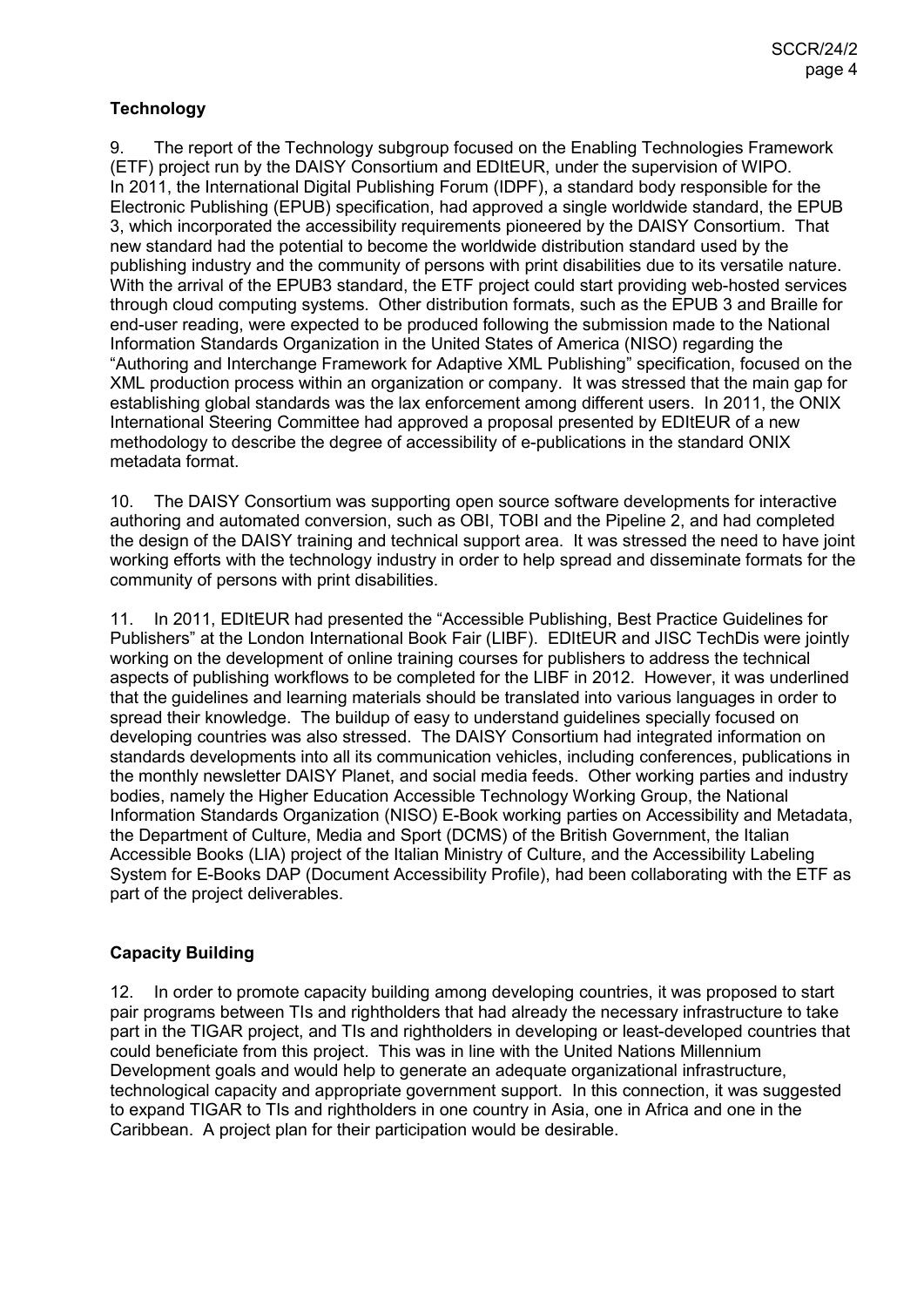**Technology**

9. The report of the Technology subgroup focused on the Enabling Technologies Framework (ETF) project run by the DAISY Consortium and EDItEUR, under the supervision of WIPO. In 2011, the International Digital Publishing Forum (IDPF), a standard body responsible for the Electronic Publishing (EPUB) specification, had approved a single worldwide standard, the EPUB 3, which incorporated the accessibility requirements pioneered by the DAISY Consortium. That new standard had the potential to become the worldwide distribution standard used by the publishing industry and the community of persons with print disabilities due to its versatile nature. With the arrival of the EPUB3 standard, the ETF project could start providing web-hosted services through cloud computing systems. Other distribution formats, such as the EPUB 3 and Braille for end-user reading, were expected to be produced following the submission made to the National Information Standards Organization in the United States of America (NISO) regarding the "Authoring and Interchange Framework for Adaptive XML Publishing" specification, focused on the XML production process within an organization or company. It was stressed that the main gap for establishing global standards was the lax enforcement among different users. In 2011, the ONIX International Steering Committee had approved a proposal presented by EDItEUR of a new methodology to describe the degree of accessibility of e-publications in the standard ONIX metadata format.

10. The DAISY Consortium was supporting open source software developments for interactive authoring and automated conversion, such as OBI, TOBI and the Pipeline 2, and had completed the design of the DAISY training and technical support area. It was stressed the need to have joint working efforts with the technology industry in order to help spread and disseminate formats for the community of persons with print disabilities.

11. In 2011, EDItEUR had presented the "Accessible Publishing, Best Practice Guidelines for Publishers" at the London International Book Fair (LIBF). EDItEUR and JISC TechDis were jointly working on the development of online training courses for publishers to address the technical aspects of publishing workflows to be completed for the LIBF in 2012. However, it was underlined that the guidelines and learning materials should be translated into various languages in order to spread their knowledge. The buildup of easy to understand guidelines specially focused on developing countries was also stressed. The DAISY Consortium had integrated information on standards developments into all its communication vehicles, including conferences, publications in the monthly newsletter DAISY Planet, and social media feeds. Other working parties and industry bodies, namely the Higher Education Accessible Technology Working Group, the National Information Standards Organization (NISO) E-Book working parties on Accessibility and Metadata, the Department of Culture, Media and Sport (DCMS) of the British Government, the Italian Accessible Books (LIA) project of the Italian Ministry of Culture, and the Accessibility Labeling System for E-Books DAP (Document Accessibility Profile), had been collaborating with the ETF as part of the project deliverables.

**Capacity Building**

12. In order to promote capacity building among developing countries, it was proposed to start pair programs between TIs and rightholders that had already the necessary infrastructure to take part in the TIGAR project, and TIs and rightholders in developing or least-developed countries that could beneficiate from this project. This was in line with the United Nations Millennium Development goals and would help to generate an adequate organizational infrastructure, technological capacity and appropriate government support. In this connection, it was suggested to expand TIGAR to TIs and rightholders in one country in Asia, one in Africa and one in the Caribbean. A project plan for their participation would be desirable.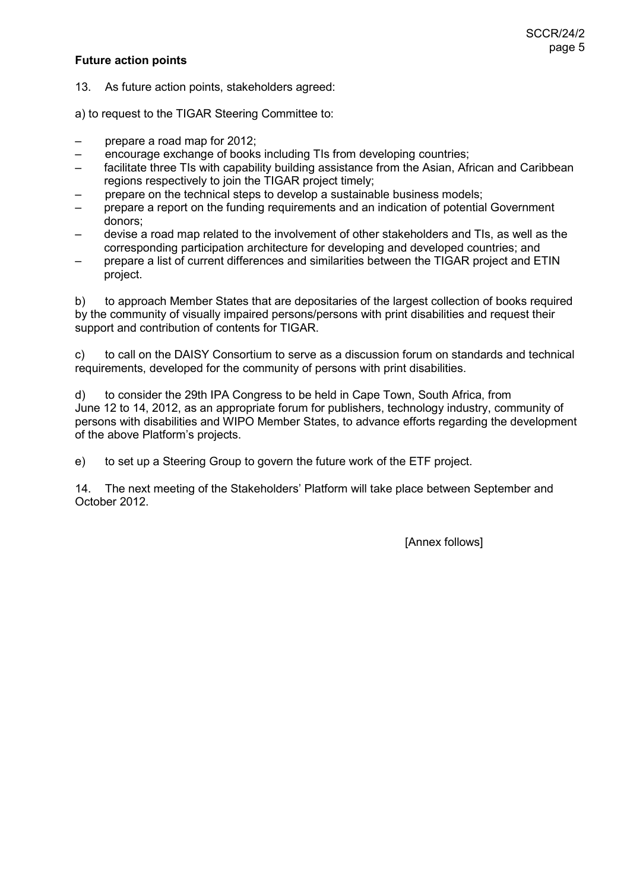**Future action points**

13. As future action points, stakeholders agreed:

a) to request to the TIGAR Steering Committee to:

- prepare a road map for 2012;
- encourage exchange of books including TIs from developing countries;
- facilitate three TIs with capability building assistance from the Asian, African and Caribbean regions respectively to join the TIGAR project timely;
- prepare on the technical steps to develop a sustainable business models;
- prepare a report on the funding requirements and an indication of potential Government donors;
- devise a road map related to the involvement of other stakeholders and TIs, as well as the corresponding participation architecture for developing and developed countries; and
- prepare a list of current differences and similarities between the TIGAR project and ETIN project.

b) to approach Member States that are depositaries of the largest collection of books required by the community of visually impaired persons/persons with print disabilities and request their support and contribution of contents for TIGAR.

c) to call on the DAISY Consortium to serve as a discussion forum on standards and technical requirements, developed for the community of persons with print disabilities.

d) to consider the 29th IPA Congress to be held in Cape Town, South Africa, from June 12 to 14, 2012, as an appropriate forum for publishers, technology industry, community of persons with disabilities and WIPO Member States, to advance efforts regarding the development of the above Platform's projects.

e) to set up a Steering Group to govern the future work of the ETF project.

14. The next meeting of the Stakeholders' Platform will take place between September and October 2012.

[Annex follows]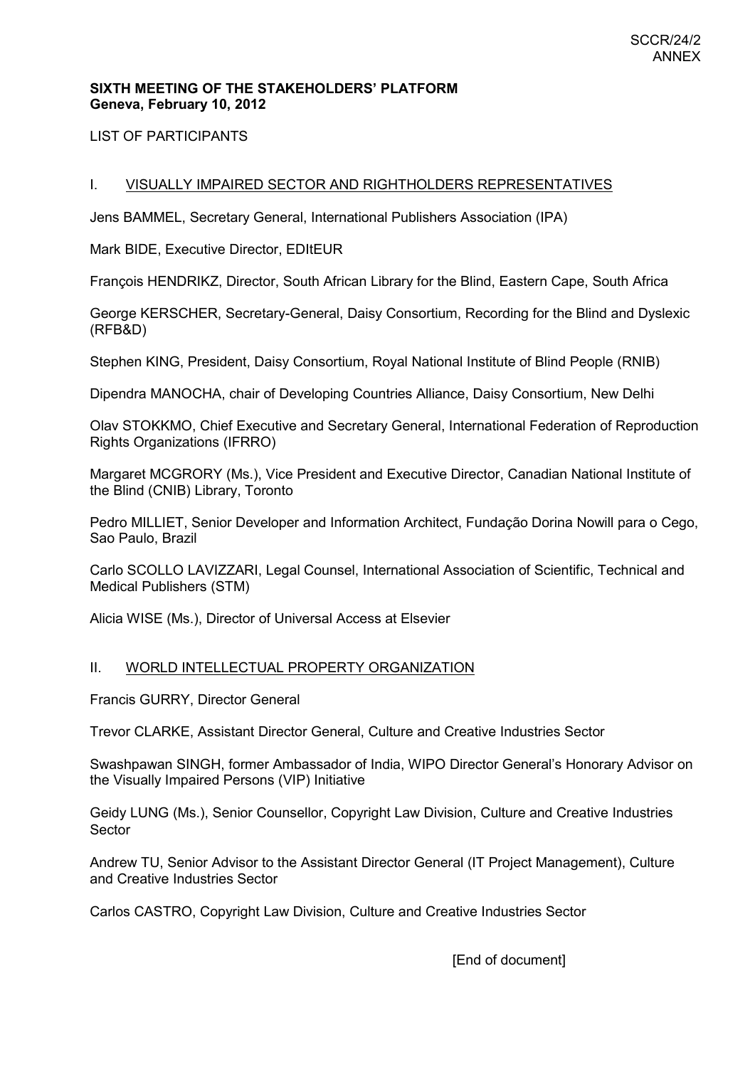SCCR/24/2
ANNEX

**SIXTH MEETING OF THE STAKEHOLDERS' PLATFORM**
**Geneva, February 10, 2012**

LIST OF PARTICIPANTS

## I. VISUALLY IMPAIRED SECTOR AND RIGHTHOLDERS REPRESENTATIVES

Jens BAMMEL, Secretary General, International Publishers Association (IPA)

Mark BIDE, Executive Director, EDItEUR

François HENDRIKZ, Director, South African Library for the Blind, Eastern Cape, South Africa

George KERSCHER, Secretary-General, Daisy Consortium, Recording for the Blind and Dyslexic (RFB&D)

Stephen KING, President, Daisy Consortium, Royal National Institute of Blind People (RNIB)

Dipendra MANOCHA, chair of Developing Countries Alliance, Daisy Consortium, New Delhi

Olav STOKKMO, Chief Executive and Secretary General, International Federation of Reproduction Rights Organizations (IFRRO)

Margaret MCGRORY (Ms.), Vice President and Executive Director, Canadian National Institute of the Blind (CNIB) Library, Toronto

Pedro MILLIET, Senior Developer and Information Architect, Fundação Dorina Nowill para o Cego, Sao Paulo, Brazil

Carlo SCOLLO LAVIZZARI, Legal Counsel, International Association of Scientific, Technical and Medical Publishers (STM)

Alicia WISE (Ms.), Director of Universal Access at Elsevier

## II. WORLD INTELLECTUAL PROPERTY ORGANIZATION

Francis GURRY, Director General

Trevor CLARKE, Assistant Director General, Culture and Creative Industries Sector

Swashpawan SINGH, former Ambassador of India, WIPO Director General's Honorary Advisor on the Visually Impaired Persons (VIP) Initiative

Geidy LUNG (Ms.), Senior Counsellor, Copyright Law Division, Culture and Creative Industries Sector

Andrew TU, Senior Advisor to the Assistant Director General (IT Project Management), Culture and Creative Industries Sector

Carlos CASTRO, Copyright Law Division, Culture and Creative Industries Sector

[End of document]